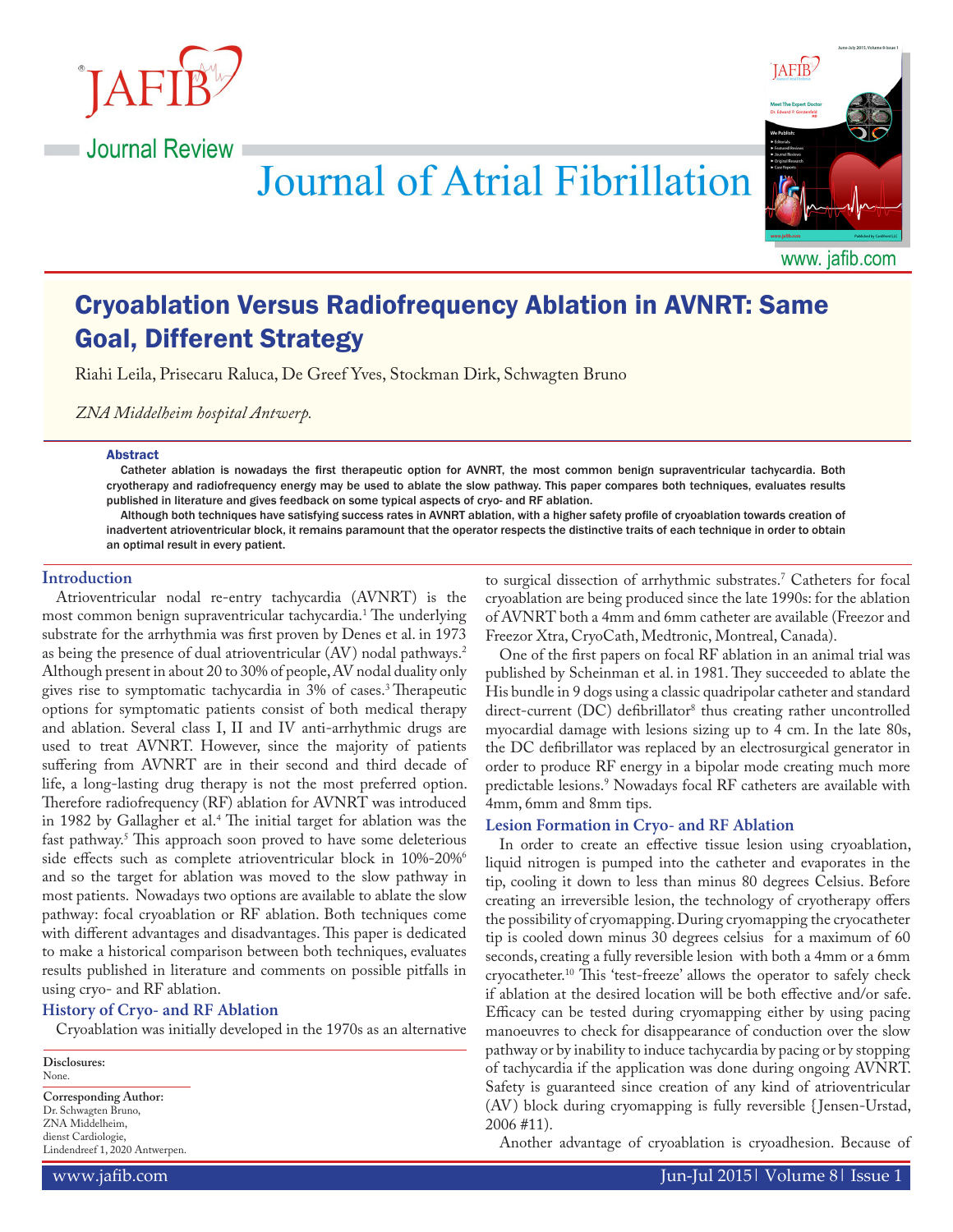Journal Review

# Cryoablation Versus Radiofrequency Ablation in AVNRT: Same Goal, Different Strategy

Riahi Leila, Prisecaru Raluca, De Greef Yves, Stockman Dirk, Schwagten Bruno

*ZNA Middelheim hospital Antwerp.*

### Abstract

Catheter ablation is nowadays the first therapeutic option for AVNRT, the most common benign supraventricular tachycardia. Both cryotherapy and radiofrequency energy may be used to ablate the slow pathway. This paper compares both techniques, evaluates results published in literature and gives feedback on some typical aspects of cryo- and RF ablation.

Although both techniques have satisfying success rates in AVNRT ablation, with a higher safety profile of cryoablation towards creation of inadvertent atrioventricular block, it remains paramount that the operator respects the distinctive traits of each technique in order to obtain an optimal result in every patient.

## Introduction

Atrioventricular nodal re-entry tachycardia (AVNRT) is the most common benign supraventricular tachycardia.[1] The underlying substrate for the arrhythmia was first proven by Denes et al. in 1973 as being the presence of dual atrioventricular (AV) nodal pathways.[2] Although present in about 20 to 30% of people, AV nodal duality only gives rise to symptomatic tachycardia in 3% of cases.[3] Therapeutic options for symptomatic patients consist of both medical therapy and ablation. Several class I, II and IV anti-arrhythmic drugs are used to treat AVNRT. However, since the majority of patients suffering from AVNRT are in their second and third decade of life, a long-lasting drug therapy is not the most preferred option. Therefore radiofrequency (RF) ablation for AVNRT was introduced in 1982 by Gallagher et al.[4] The initial target for ablation was the fast pathway.[5] This approach soon proved to have some deleterious side effects such as complete atrioventricular block in 10%-20%[6] and so the target for ablation was moved to the slow pathway in most patients. Nowadays two options are available to ablate the slow pathway: focal cryoablation or RF ablation. Both techniques come with different advantages and disadvantages. This paper is dedicated to make a historical comparison between both techniques, evaluates results published in literature and comments on possible pitfalls in using cryo- and RF ablation.

## History of Cryo- and RF Ablation

Cryoablation was initially developed in the 1970s as an alternative to surgical dissection of arrhythmic substrates.[7] Catheters for focal cryoablation are being produced since the late 1990s: for the ablation of AVNRT both a 4mm and 6mm catheter are available (Freezor and Freezor Xtra, CryoCath, Medtronic, Montreal, Canada).

One of the first papers on focal RF ablation in an animal trial was published by Scheinman et al. in 1981. They succeeded to ablate the His bundle in 9 dogs using a classic quadripolar catheter and standard direct-current (DC) defibrillator[8] thus creating rather uncontrolled myocardial damage with lesions sizing up to 4 cm. In the late 80s, the DC defibrillator was replaced by an electrosurgical generator in order to produce RF energy in a bipolar mode creating much more predictable lesions.[9] Nowadays focal RF catheters are available with 4mm, 6mm and 8mm tips.

## Lesion Formation in Cryo- and RF Ablation

In order to create an effective tissue lesion using cryoablation, liquid nitrogen is pumped into the catheter and evaporates in the tip, cooling it down to less than minus 80 degrees Celsius. Before creating an irreversible lesion, the technology of cryotherapy offers the possibility of cryomapping. During cryomapping the cryocatheter tip is cooled down minus 30 degrees celsius for a maximum of 60 seconds, creating a fully reversible lesion with both a 4mm or a 6mm cryocatheter.[10] This 'test-freeze' allows the operator to safely check if ablation at the desired location will be both effective and/or safe. Efficacy can be tested during cryomapping either by using pacing manoeuvres to check for disappearance of conduction over the slow pathway or by inability to induce tachycardia by pacing or by stopping of tachycardia if the application was done during ongoing AVNRT. Safety is guaranteed since creation of any kind of atrioventricular (AV) block during cryomapping is fully reversible {Jensen-Urstad, 2006 #11).

Another advantage of cryoablation is cryoadhesion. Because of

**Disclosures:**
None.

**Corresponding Author:**
Dr. Schwagten Bruno,
ZNA Middelheim,
dienst Cardiologie,
Lindendreef 1, 2020 Antwerpen.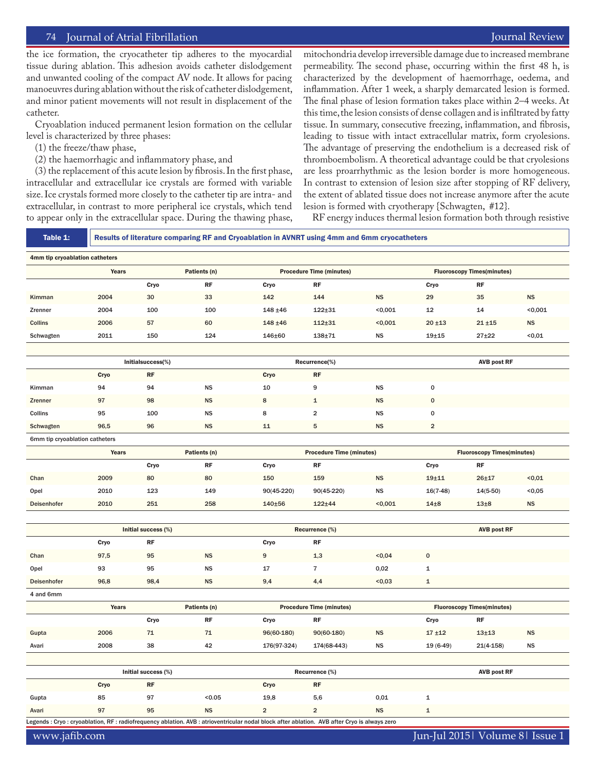the ice formation, the cryocatheter tip adheres to the myocardial tissue during ablation. This adhesion avoids catheter dislodgement and unwanted cooling of the compact AV node. It allows for pacing manoeuvres during ablation without the risk of catheter dislodgement, and minor patient movements will not result in displacement of the catheter.

Cryoablation induced permanent lesion formation on the cellular level is characterized by three phases:

(1) the freeze/thaw phase,

(2) the haemorrhagic and inflammatory phase, and

(3) the replacement of this acute lesion by fibrosis. In the first phase, intracellular and extracellular ice crystals are formed with variable size. Ice crystals formed more closely to the catheter tip are intra- and extracellular, in contrast to more peripheral ice crystals, which tend to appear only in the extracellular space. During the thawing phase, mitochondria develop irreversible damage due to increased membrane permeability. The second phase, occurring within the first 48 h, is characterized by the development of haemorrhage, oedema, and inflammation. After 1 week, a sharply demarcated lesion is formed. The final phase of lesion formation takes place within 2–4 weeks. At this time, the lesion consists of dense collagen and is infiltrated by fatty tissue. In summary, consecutive freezing, inflammation, and fibrosis, leading to tissue with intact extracellular matrix, form cryolesions. The advantage of preserving the endothelium is a decreased risk of thromboembolism. A theoretical advantage could be that cryolesions are less proarrhythmic as the lesion border is more homogeneous. In contrast to extension of lesion size after stopping of RF delivery, the extent of ablated tissue does not increase anymore after the acute lesion is formed with cryotherapy {Schwagten, #12}.

RF energy induces thermal lesion formation both through resistive

**Table 1: Results of literature comparing RF and Cryoablation in AVNRT using 4mm and 6mm cryocatheters**

**4mm tip cryoablation catheters**

| | Years | Patients (n) | | Procedure Time (minutes) | | | Fluoroscopy Times(minutes) | | |
|---|---|---|---|---|---|---|---|---|---|
| | | Cryo | RF | Cryo | RF | | Cryo | RF | |
| Kimman | 2004 | 30 | 33 | 142 | 144 | NS | 29 | 35 | NS |
| Zrenner | 2004 | 100 | 100 | 148 ±46 | 122±31 | <0,001 | 12 | 14 | <0,001 |
| Collins | 2006 | 57 | 60 | 148 ±46 | 112±31 | <0,001 | 20 ±13 | 21 ±15 | NS |
| Schwagten | 2011 | 150 | 124 | 146±60 | 138±71 | NS | 19±15 | 27±22 | <0,01 |

| | Initialsuccess(%) | | | Recurrence(%) | | | AVB post RF |
|---|---|---|---|---|---|---|---|
| | Cryo | RF | | Cryo | RF | | |
| Kimman | 94 | 94 | NS | 10 | 9 | NS | 0 |
| Zrenner | 97 | 98 | NS | 8 | 1 | NS | 0 |
| Collins | 95 | 100 | NS | 8 | 2 | NS | 0 |
| Schwagten | 96,5 | 96 | NS | 11 | 5 | NS | 2 |

**6mm tip cryoablation catheters**

| | Years | Patients (n) | | Procedure Time (minutes) | | | Fluoroscopy Times(minutes) | | |
|---|---|---|---|---|---|---|---|---|---|
| | | Cryo | RF | Cryo | RF | | Cryo | RF | |
| Chan | 2009 | 80 | 80 | 150 | 159 | NS | 19±11 | 26±17 | <0,01 |
| Opel | 2010 | 123 | 149 | 90(45-220) | 90(45-220) | NS | 16(7-48) | 14(5-50) | <0,05 |
| Deisenhofer | 2010 | 251 | 258 | 140±56 | 122±44 | <0,001 | 14±8 | 13±8 | NS |

| | Initial success (%) | | | Recurrence (%) | | | AVB post RF |
|---|---|---|---|---|---|---|---|
| | Cryo | RF | | Cryo | RF | | |
| Chan | 97,5 | 95 | NS | 9 | 1,3 | <0,04 | 0 |
| Opel | 93 | 95 | NS | 17 | 7 | 0,02 | 1 |
| Deisenhofer | 96,8 | 98,4 | NS | 9,4 | 4,4 | <0,03 | 1 |

**4 and 6mm**

| | Years | Patients (n) | | Procedure Time (minutes) | | | Fluoroscopy Times(minutes) | | |
|---|---|---|---|---|---|---|---|---|---|
| | | Cryo | RF | Cryo | RF | | Cryo | RF | |
| Gupta | 2006 | 71 | 71 | 96(60-180) | 90(60-180) | NS | 17 ±12 | 13±13 | NS |
| Avari | 2008 | 38 | 42 | 176(97-324) | 174(68-443) | NS | 19 (6-49) | 21(4-158) | NS |

| | Initial success (%) | | | Recurrence (%) | | | AVB post RF |
|---|---|---|---|---|---|---|---|
| | Cryo | RF | | Cryo | RF | | |
| Gupta | 85 | 97 | <0.05 | 19,8 | 5,6 | 0,01 | 1 |
| Avari | 97 | 95 | NS | 2 | 2 | NS | 1 |

Legends : Cryo : cryoablation, RF : radiofrequency ablation. AVB : atrioventricular nodal block after ablation. AVB after Cryo is always zero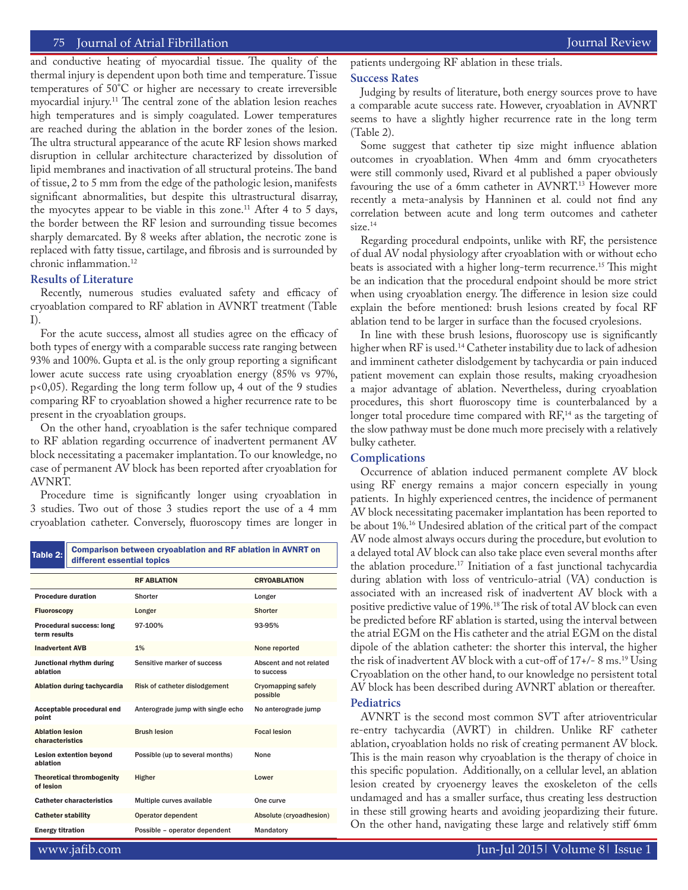and conductive heating of myocardial tissue. The quality of the thermal injury is dependent upon both time and temperature. Tissue temperatures of 50°C or higher are necessary to create irreversible myocardial injury.[11] The central zone of the ablation lesion reaches high temperatures and is simply coagulated. Lower temperatures are reached during the ablation in the border zones of the lesion. The ultra structural appearance of the acute RF lesion shows marked disruption in cellular architecture characterized by dissolution of lipid membranes and inactivation of all structural proteins. The band of tissue, 2 to 5 mm from the edge of the pathologic lesion, manifests significant abnormalities, but despite this ultrastructural disarray, the myocytes appear to be viable in this zone.[11] After 4 to 5 days, the border between the RF lesion and surrounding tissue becomes sharply demarcated. By 8 weeks after ablation, the necrotic zone is replaced with fatty tissue, cartilage, and fibrosis and is surrounded by chronic inflammation.[12]

### Results of Literature

Recently, numerous studies evaluated safety and efficacy of cryoablation compared to RF ablation in AVNRT treatment (Table I).

For the acute success, almost all studies agree on the efficacy of both types of energy with a comparable success rate ranging between 93% and 100%. Gupta et al. is the only group reporting a significant lower acute success rate using cryoablation energy (85% vs 97%, $p<0,05$). Regarding the long term follow up, 4 out of the 9 studies comparing RF to cryoablation showed a higher recurrence rate to be present in the cryoablation groups.

On the other hand, cryoablation is the safer technique compared to RF ablation regarding occurrence of inadvertent permanent AV block necessitating a pacemaker implantation. To our knowledge, no case of permanent AV block has been reported after cryoablation for AVNRT.

Procedure time is significantly longer using cryoablation in 3 studies. Two out of those 3 studies report the use of a 4 mm cryoablation catheter. Conversely, fluoroscopy times are longer in patients undergoing RF ablation in these trials.

**Table 2: Comparison between cryoablation and RF ablation in AVNRT on different essential topics**

| | RF ABLATION | CRYOABLATION |
|---|---|---|
| Procedure duration | Shorter | Longer |
| Fluoroscopy | Longer | Shorter |
| Procedural success: long term results | 97-100% | 93-95% |
| Inadvertent AVB | 1% | None reported |
| Junctional rhythm during ablation | Sensitive marker of success | Absecent and not related to success |
| Ablation during tachycardia | Risk of catheter dislodgement | Cryomapping safely possible |
| Acceptable procedural end point | Anterograde jump with single echo | No anterograde jump |
| Ablation lesion characteristics | Brush lesion | Focal lesion |
| Lesion extention beyond ablation | Possible (up to several months) | None |
| Theoretical thrombogenity of lesion | Higher | Lower |
| Catheter characteristics | Multiple curves available | One curve |
| Catheter stability | Operator dependent | Absolute (cryoadhesion) |
| Energy titration | Possible – operator dependent | Mandatory |

### Success Rates

Judging by results of literature, both energy sources prove to have a comparable acute success rate. However, cryoablation in AVNRT seems to have a slightly higher recurrence rate in the long term (Table 2).

Some suggest that catheter tip size might influence ablation outcomes in cryoablation. When 4mm and 6mm cryocatheters were still commonly used, Rivard et al published a paper obviously favouring the use of a 6mm catheter in AVNRT.[13] However more recently a meta-analysis by Hanninen et al. could not find any correlation between acute and long term outcomes and catheter size.[14]

Regarding procedural endpoints, unlike with RF, the persistence of dual AV nodal physiology after cryoablation with or without echo beats is associated with a higher long-term recurrence.[15] This might be an indication that the procedural endpoint should be more strict when using cryoablation energy. The difference in lesion size could explain the before mentioned: brush lesions created by focal RF ablation tend to be larger in surface than the focused cryolesions.

In line with these brush lesions, fluoroscopy use is significantly higher when RF is used.[14] Catheter instability due to lack of adhesion and imminent catheter dislodgement by tachycardia or pain induced patient movement can explain those results, making cryoadhesion a major advantage of ablation. Nevertheless, during cryoablation procedures, this short fluoroscopy time is counterbalanced by a longer total procedure time compared with RF,[14] as the targeting of the slow pathway must be done much more precisely with a relatively bulky catheter.

### Complications

Occurrence of ablation induced permanent complete AV block using RF energy remains a major concern especially in young patients. In highly experienced centres, the incidence of permanent AV block necessitating pacemaker implantation has been reported to be about 1%.[16] Undesired ablation of the critical part of the compact AV node almost always occurs during the procedure, but evolution to a delayed total AV block can also take place even several months after the ablation procedure.[17] Initiation of a fast junctional tachycardia during ablation with loss of ventriculo-atrial (VA) conduction is associated with an increased risk of inadvertent AV block with a positive predictive value of 19%.[18] The risk of total AV block can even be predicted before RF ablation is started, using the interval between the atrial EGM on the His catheter and the atrial EGM on the distal dipole of the ablation catheter: the shorter this interval, the higher the risk of inadvertent AV block with a cut-off of 17+/- 8 ms.[19] Using Cryoablation on the other hand, to our knowledge no persistent total AV block has been described during AVNRT ablation or thereafter.

### Pediatrics

AVNRT is the second most common SVT after atrioventricular re-entry tachycardia (AVRT) in children. Unlike RF catheter ablation, cryoablation holds no risk of creating permanent AV block. This is the main reason why cryoablation is the therapy of choice in this specific population. Additionally, on a cellular level, an ablation lesion created by cryoenergy leaves the exoskeleton of the cells undamaged and has a smaller surface, thus creating less destruction in these still growing hearts and avoiding jeopardizing their future. On the other hand, navigating these large and relatively stiff 6mm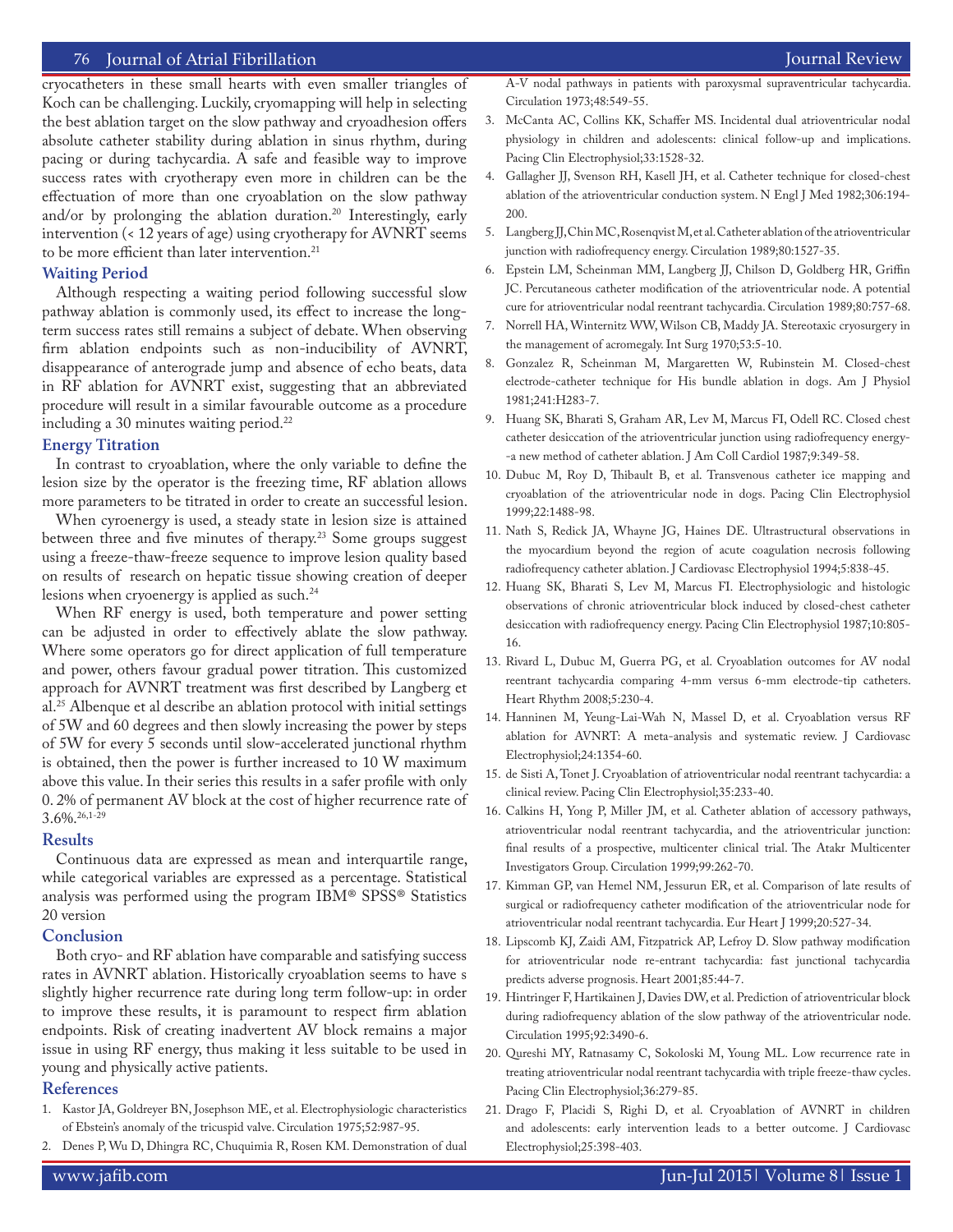cryocatheters in these small hearts with even smaller triangles of Koch can be challenging. Luckily, cryomapping will help in selecting the best ablation target on the slow pathway and cryoadhesion offers absolute catheter stability during ablation in sinus rhythm, during pacing or during tachycardia. A safe and feasible way to improve success rates with cryotherapy even more in children can be the effectuation of more than one cryoablation on the slow pathway and/or by prolonging the ablation duration.[20] Interestingly, early intervention (< 12 years of age) using cryotherapy for AVNRT seems to be more efficient than later intervention.[21]

## Waiting Period

Although respecting a waiting period following successful slow pathway ablation is commonly used, its effect to increase the long-term success rates still remains a subject of debate. When observing firm ablation endpoints such as non-inducibility of AVNRT, disappearance of anterograde jump and absence of echo beats, data in RF ablation for AVNRT exist, suggesting that an abbreviated procedure will result in a similar favourable outcome as a procedure including a 30 minutes waiting period.[22]

## Energy Titration

In contrast to cryoablation, where the only variable to define the lesion size by the operator is the freezing time, RF ablation allows more parameters to be titrated in order to create an successful lesion.

When cyroenergy is used, a steady state in lesion size is attained between three and five minutes of therapy.[23] Some groups suggest using a freeze-thaw-freeze sequence to improve lesion quality based on results of research on hepatic tissue showing creation of deeper lesions when cryoenergy is applied as such.[24]

When RF energy is used, both temperature and power setting can be adjusted in order to effectively ablate the slow pathway. Where some operators go for direct application of full temperature and power, others favour gradual power titration. This customized approach for AVNRT treatment was first described by Langberg et al.[25] Albenque et al describe an ablation protocol with initial settings of 5W and 60 degrees and then slowly increasing the power by steps of 5W for every 5 seconds until slow-accelerated junctional rhythm is obtained, then the power is further increased to 10 W maximum above this value. In their series this results in a safer profile with only 0. 2% of permanent AV block at the cost of higher recurrence rate of 3.6%.[26,1-29]

## Results

Continuous data are expressed as mean and interquartile range, while categorical variables are expressed as a percentage. Statistical analysis was performed using the program IBM® SPSS® Statistics 20 version

## Conclusion

Both cryo- and RF ablation have comparable and satisfying success rates in AVNRT ablation. Historically cryoablation seems to have s slightly higher recurrence rate during long term follow-up: in order to improve these results, it is paramount to respect firm ablation endpoints. Risk of creating inadvertent AV block remains a major issue in using RF energy, thus making it less suitable to be used in young and physically active patients.

## References

1. Kastor JA, Goldreyer BN, Josephson ME, et al. Electrophysiologic characteristics of Ebstein's anomaly of the tricuspid valve. Circulation 1975;52:987-95.
2. Denes P, Wu D, Dhingra RC, Chuquimia R, Rosen KM. Demonstration of dual A-V nodal pathways in patients with paroxysmal supraventricular tachycardia. Circulation 1973;48:549-55.
3. McCanta AC, Collins KK, Schaffer MS. Incidental dual atrioventricular nodal physiology in children and adolescents: clinical follow-up and implications. Pacing Clin Electrophysiol;33:1528-32.
4. Gallagher JJ, Svenson RH, Kasell JH, et al. Catheter technique for closed-chest ablation of the atrioventricular conduction system. N Engl J Med 1982;306:194-200.
5. Langberg JJ, Chin MC, Rosenqvist M, et al. Catheter ablation of the atrioventricular junction with radiofrequency energy. Circulation 1989;80:1527-35.
6. Epstein LM, Scheinman MM, Langberg JJ, Chilson D, Goldberg HR, Griffin JC. Percutaneous catheter modification of the atrioventricular node. A potential cure for atrioventricular nodal reentrant tachycardia. Circulation 1989;80:757-68.
7. Norrell HA, Winternitz WW, Wilson CB, Maddy JA. Stereotaxic cryosurgery in the management of acromegaly. Int Surg 1970;53:5-10.
8. Gonzalez R, Scheinman M, Margaretten W, Rubinstein M. Closed-chest electrode-catheter technique for His bundle ablation in dogs. Am J Physiol 1981;241:H283-7.
9. Huang SK, Bharati S, Graham AR, Lev M, Marcus FI, Odell RC. Closed chest catheter desiccation of the atrioventricular junction using radiofrequency energy--a new method of catheter ablation. J Am Coll Cardiol 1987;9:349-58.
10. Dubuc M, Roy D, Thibault B, et al. Transvenous catheter ice mapping and cryoablation of the atrioventricular node in dogs. Pacing Clin Electrophysiol 1999;22:1488-98.
11. Nath S, Redick JA, Whayne JG, Haines DE. Ultrastructural observations in the myocardium beyond the region of acute coagulation necrosis following radiofrequency catheter ablation. J Cardiovasc Electrophysiol 1994;5:838-45.
12. Huang SK, Bharati S, Lev M, Marcus FI. Electrophysiologic and histologic observations of chronic atrioventricular block induced by closed-chest catheter desiccation with radiofrequency energy. Pacing Clin Electrophysiol 1987;10:805-16.
13. Rivard L, Dubuc M, Guerra PG, et al. Cryoablation outcomes for AV nodal reentrant tachycardia comparing 4-mm versus 6-mm electrode-tip catheters. Heart Rhythm 2008;5:230-4.
14. Hanninen M, Yeung-Lai-Wah N, Massel D, et al. Cryoablation versus RF ablation for AVNRT: A meta-analysis and systematic review. J Cardiovasc Electrophysiol;24:1354-60.
15. de Sisti A, Tonet J. Cryoablation of atrioventricular nodal reentrant tachycardia: a clinical review. Pacing Clin Electrophysiol;35:233-40.
16. Calkins H, Yong P, Miller JM, et al. Catheter ablation of accessory pathways, atrioventricular nodal reentrant tachycardia, and the atrioventricular junction: final results of a prospective, multicenter clinical trial. The Atakr Multicenter Investigators Group. Circulation 1999;99:262-70.
17. Kimman GP, van Hemel NM, Jessurun ER, et al. Comparison of late results of surgical or radiofrequency catheter modification of the atrioventricular node for atrioventricular nodal reentrant tachycardia. Eur Heart J 1999;20:527-34.
18. Lipscomb KJ, Zaidi AM, Fitzpatrick AP, Lefroy D. Slow pathway modification for atrioventricular node re-entrant tachycardia: fast junctional tachycardia predicts adverse prognosis. Heart 2001;85:44-7.
19. Hintringer F, Hartikainen J, Davies DW, et al. Prediction of atrioventricular block during radiofrequency ablation of the slow pathway of the atrioventricular node. Circulation 1995;92:3490-6.
20. Qureshi MY, Ratnasamy C, Sokoloski M, Young ML. Low recurrence rate in treating atrioventricular nodal reentrant tachycardia with triple freeze-thaw cycles. Pacing Clin Electrophysiol;36:279-85.
21. Drago F, Placidi S, Righi D, et al. Cryoablation of AVNRT in children and adolescents: early intervention leads to a better outcome. J Cardiovasc Electrophysiol;25:398-403.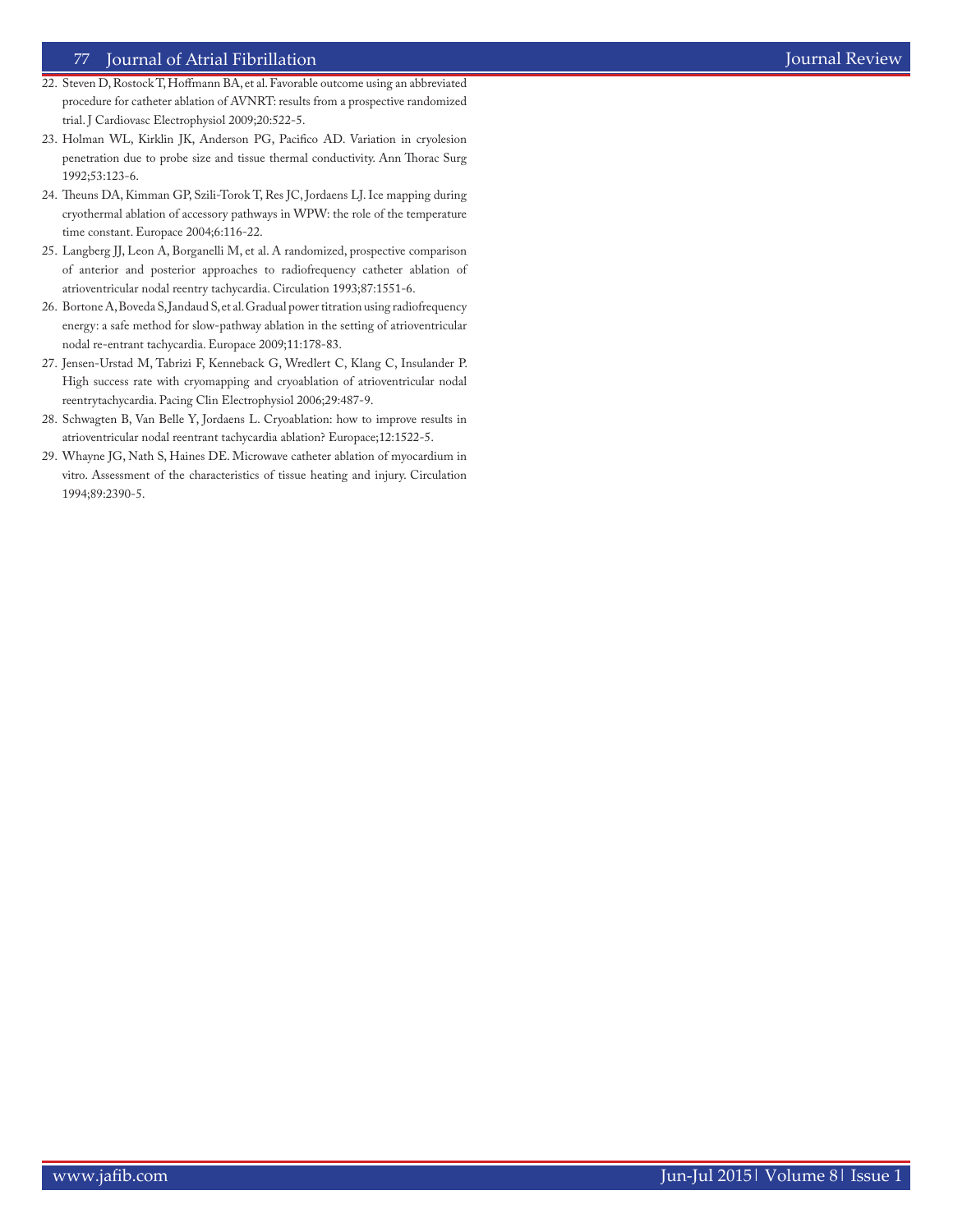22. Steven D, Rostock T, Hoffmann BA, et al. Favorable outcome using an abbreviated procedure for catheter ablation of AVNRT: results from a prospective randomized trial. J Cardiovasc Electrophysiol 2009;20:522-5.
23. Holman WL, Kirklin JK, Anderson PG, Pacifico AD. Variation in cryolesion penetration due to probe size and tissue thermal conductivity. Ann Thorac Surg 1992;53:123-6.
24. Theuns DA, Kimman GP, Szili-Torok T, Res JC, Jordaens LJ. Ice mapping during cryothermal ablation of accessory pathways in WPW: the role of the temperature time constant. Europace 2004;6:116-22.
25. Langberg JJ, Leon A, Borganelli M, et al. A randomized, prospective comparison of anterior and posterior approaches to radiofrequency catheter ablation of atrioventricular nodal reentry tachycardia. Circulation 1993;87:1551-6.
26. Bortone A, Boveda S, Jandaud S, et al. Gradual power titration using radiofrequency energy: a safe method for slow-pathway ablation in the setting of atrioventricular nodal re-entrant tachycardia. Europace 2009;11:178-83.
27. Jensen-Urstad M, Tabrizi F, Kenneback G, Wredlert C, Klang C, Insulander P. High success rate with cryomapping and cryoablation of atrioventricular nodal reentrytachycardia. Pacing Clin Electrophysiol 2006;29:487-9.
28. Schwagten B, Van Belle Y, Jordaens L. Cryoablation: how to improve results in atrioventricular nodal reentrant tachycardia ablation? Europace;12:1522-5.
29. Whayne JG, Nath S, Haines DE. Microwave catheter ablation of myocardium in vitro. Assessment of the characteristics of tissue heating and injury. Circulation 1994;89:2390-5.